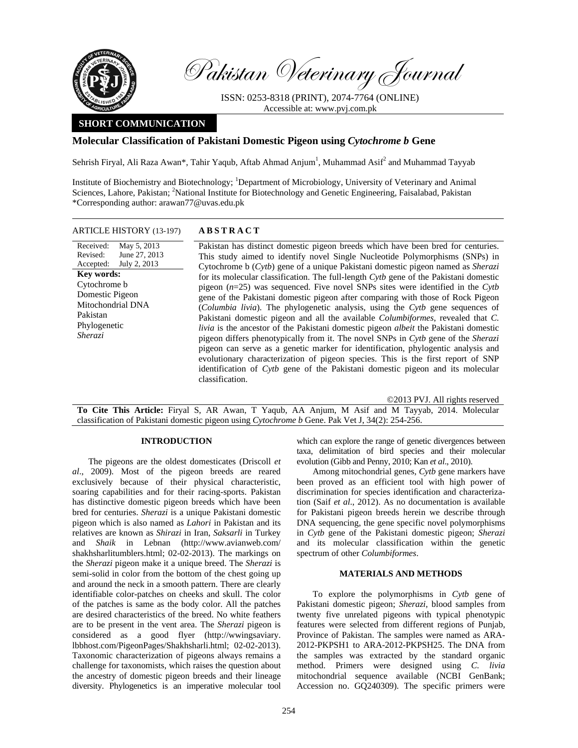Pakistan Veterinary Journal

ISSN: 0253-8318 (PRINT), 2074-7764 (ONLINE)
Accessible at: www.pvj.com.pk

**SHORT COMMUNICATION**

# Molecular Classification of Pakistani Domestic Pigeon using *Cytochrome b* Gene

Sehrish Firyal, Ali Raza Awan*, Tahir Yaqub, Aftab Ahmad Anjum[1], Muhammad Asif[2] and Muhammad Tayyab

Institute of Biochemistry and Biotechnology; [1]Department of Microbiology, University of Veterinary and Animal Sciences, Lahore, Pakistan; [2]National Institute for Biotechnology and Genetic Engineering, Faisalabad, Pakistan
*Corresponding author: arawan77@uvas.edu.pk

ARTICLE HISTORY (13-197)

Received: May 5, 2013
Revised: June 27, 2013
Accepted: July 2, 2013

**Key words:**
Cytochrome b
Domestic Pigeon
Mitochondrial DNA
Pakistan
Phylogenetic
*Sherazi*

## ABSTRACT

Pakistan has distinct domestic pigeon breeds which have been bred for centuries. This study aimed to identify novel Single Nucleotide Polymorphisms (SNPs) in Cytochrome b (*Cytb*) gene of a unique Pakistani domestic pigeon named as *Sherazi* for its molecular classification. The full-length *Cytb* gene of the Pakistani domestic pigeon (*n*=25) was sequenced. Five novel SNPs sites were identified in the *Cytb* gene of the Pakistani domestic pigeon after comparing with those of Rock Pigeon (*Columbia livia*). The phylogenetic analysis, using the *Cytb* gene sequences of Pakistani domestic pigeon and all the available *Columbiformes*, revealed that *C. livia* is the ancestor of the Pakistani domestic pigeon *albeit* the Pakistani domestic pigeon differs phenotypically from it. The novel SNPs in *Cytb* gene of the *Sherazi* pigeon can serve as a genetic marker for identification, phylogentic analysis and evolutionary characterization of pigeon species. This is the first report of SNP identification of *Cytb* gene of the Pakistani domestic pigeon and its molecular classification.

©2013 PVJ. All rights reserved

**To Cite This Article:** Firyal S, AR Awan, T Yaqub, AA Anjum, M Asif and M Tayyab, 2014. Molecular classification of Pakistani domestic pigeon using *Cytochrome b* Gene. Pak Vet J, 34(2): 254-256.

## INTRODUCTION

The pigeons are the oldest domesticates (Driscoll *et al*., 2009). Most of the pigeon breeds are reared exclusively because of their physical characteristic, soaring capabilities and for their racing-sports. Pakistan has distinctive domestic pigeon breeds which have been bred for centuries. *Sherazi* is a unique Pakistani domestic pigeon which is also named as *Lahori* in Pakistan and its relatives are known as *Shirazi* in Iran, *Saksarli* in Turkey and *Shaik* in Lebnan (http://www.avianweb.com/shakhsharlitumblers.html; 02-02-2013). The markings on the *Sherazi* pigeon make it a unique breed. The *Sherazi* is semi-solid in color from the bottom of the chest going up and around the neck in a smooth pattern. There are clearly identifiable color-patches on cheeks and skull. The color of the patches is same as the body color. All the patches are desired characteristics of the breed. No white feathers are to be present in the vent area. The *Sherazi* pigeon is considered as a good flyer (http://wwingsaviary.lbbhost.com/PigeonPages/Shakhsharli.html; 02-02-2013). Taxonomic characterization of pigeons always remains a challenge for taxonomists, which raises the question about the ancestry of domestic pigeon breeds and their lineage diversity. Phylogenetics is an imperative molecular tool which can explore the range of genetic divergences between taxa, delimitation of bird species and their molecular evolution (Gibb and Penny, 2010; Kan *et al*., 2010).

Among mitochondrial genes, *Cytb* gene markers have been proved as an efficient tool with high power of discrimination for species identification and characterization (Saif *et al*., 2012). As no documentation is available for Pakistani pigeon breeds herein we describe through DNA sequencing, the gene specific novel polymorphisms in *Cytb* gene of the Pakistani domestic pigeon; *Sherazi* and its molecular classification within the genetic spectrum of other *Columbiformes*.

## MATERIALS AND METHODS

To explore the polymorphisms in *Cytb* gene of Pakistani domestic pigeon; *Sherazi*, blood samples from twenty five unrelated pigeons with typical phenotypic features were selected from different regions of Punjab, Province of Pakistan. The samples were named as ARA-2012-PKPSH1 to ARA-2012-PKPSH25. The DNA from the samples was extracted by the standard organic method. Primers were designed using *C. livia* mitochondrial sequence available (NCBI GenBank; Accession no. GQ240309). The specific primers were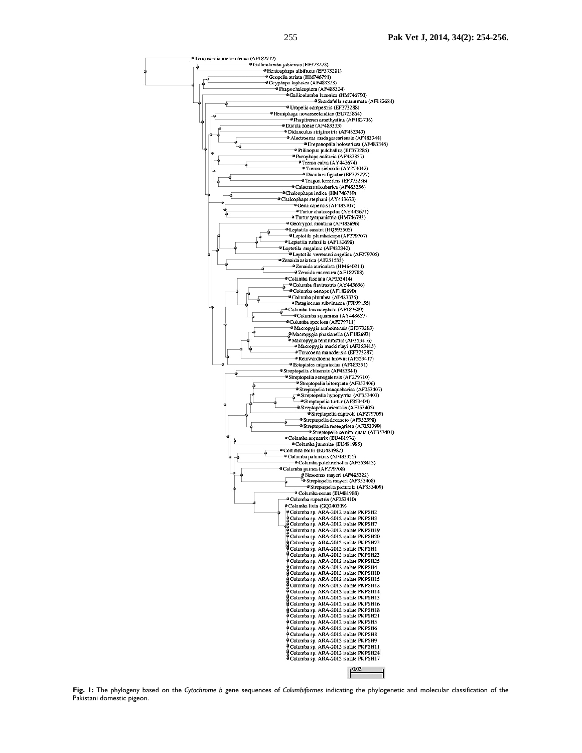**Fig. 1:** The phylogeny based on the *Cytochrome b* gene sequences of *Columbiformes* indicating the phylogenetic and molecular classification of the Pakistani domestic pigeon.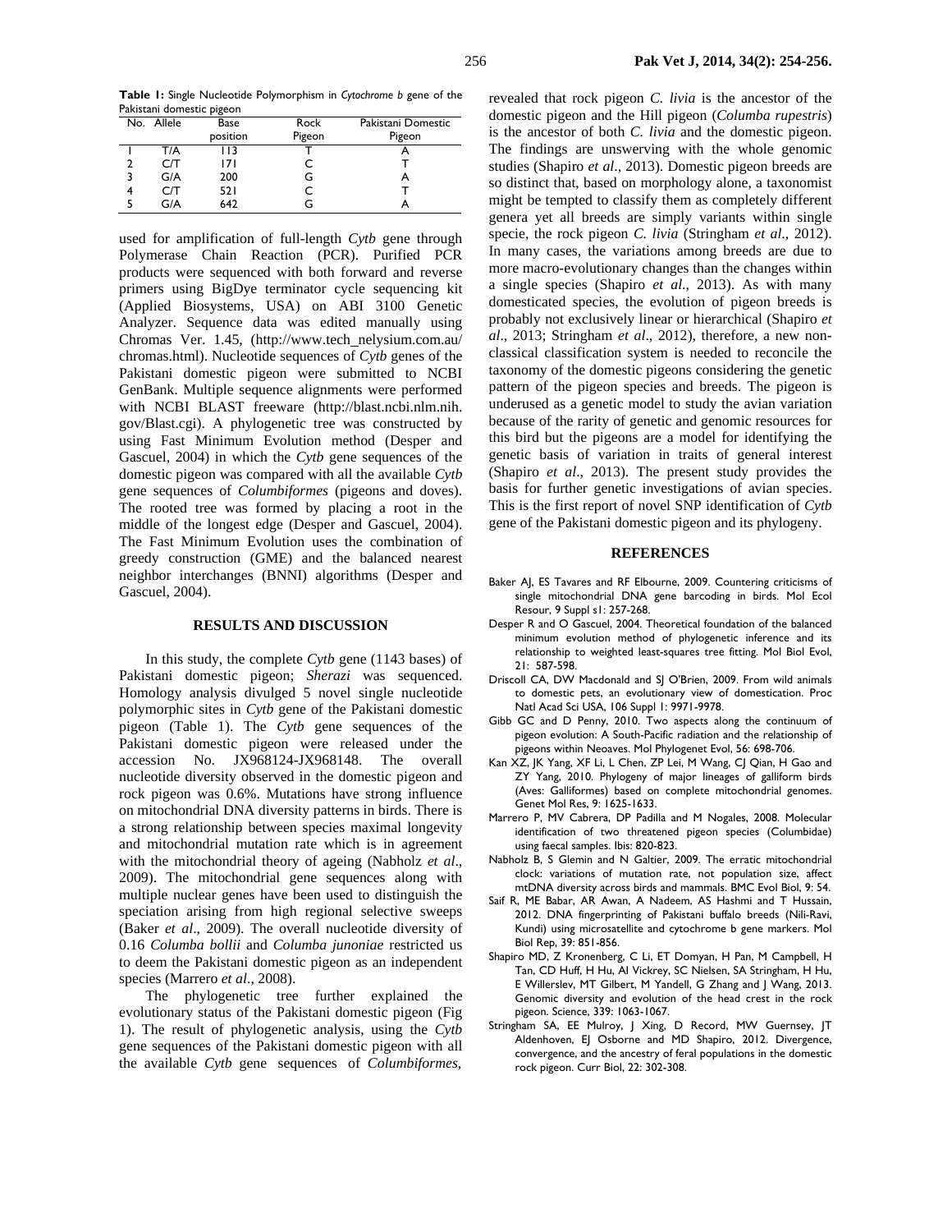**Table 1:** Single Nucleotide Polymorphism in *Cytochrome b* gene of the Pakistani domestic pigeon

| No. | Allele | Base position | Rock Pigeon | Pakistani Domestic Pigeon |
|---|---|---|---|---|
| 1 | T/A | 113 | T | A |
| 2 | C/T | 171 | C | T |
| 3 | G/A | 200 | G | A |
| 4 | C/T | 521 | C | T |
| 5 | G/A | 642 | G | A |

used for amplification of full-length *Cytb* gene through Polymerase Chain Reaction (PCR). Purified PCR products were sequenced with both forward and reverse primers using BigDye terminator cycle sequencing kit (Applied Biosystems, USA) on ABI 3100 Genetic Analyzer. Sequence data was edited manually using Chromas Ver. 1.45, (http://www.tech_nelysium.com.au/chromas.html). Nucleotide sequences of *Cytb* genes of the Pakistani domestic pigeon were submitted to NCBI GenBank. Multiple sequence alignments were performed with NCBI BLAST freeware (http://blast.ncbi.nlm.nih.gov/Blast.cgi). A phylogenetic tree was constructed by using Fast Minimum Evolution method (Desper and Gascuel, 2004) in which the *Cytb* gene sequences of the domestic pigeon was compared with all the available *Cytb* gene sequences of *Columbiformes* (pigeons and doves). The rooted tree was formed by placing a root in the middle of the longest edge (Desper and Gascuel, 2004). The Fast Minimum Evolution uses the combination of greedy construction (GME) and the balanced nearest neighbor interchanges (BNNI) algorithms (Desper and Gascuel, 2004).

## RESULTS AND DISCUSSION

In this study, the complete *Cytb* gene (1143 bases) of Pakistani domestic pigeon; *Sherazi* was sequenced. Homology analysis divulged 5 novel single nucleotide polymorphic sites in *Cytb* gene of the Pakistani domestic pigeon (Table 1). The *Cytb* gene sequences of the Pakistani domestic pigeon were released under the accession No. JX968124-JX968148. The overall nucleotide diversity observed in the domestic pigeon and rock pigeon was 0.6%. Mutations have strong influence on mitochondrial DNA diversity patterns in birds. There is a strong relationship between species maximal longevity and mitochondrial mutation rate which is in agreement with the mitochondrial theory of ageing (Nabholz *et al*., 2009). The mitochondrial gene sequences along with multiple nuclear genes have been used to distinguish the speciation arising from high regional selective sweeps (Baker *et al*., 2009). The overall nucleotide diversity of 0.16 *Columba bollii* and *Columba junoniae* restricted us to deem the Pakistani domestic pigeon as an independent species (Marrero *et al*., 2008).

The phylogenetic tree further explained the evolutionary status of the Pakistani domestic pigeon (Fig 1). The result of phylogenetic analysis, using the *Cytb* gene sequences of the Pakistani domestic pigeon with all the available *Cytb* gene sequences of *Columbiformes*, revealed that rock pigeon *C. livia* is the ancestor of the domestic pigeon and the Hill pigeon (*Columba rupestris*) is the ancestor of both *C. livia* and the domestic pigeon. The findings are unswerving with the whole genomic studies (Shapiro *et al*., 2013). Domestic pigeon breeds are so distinct that, based on morphology alone, a taxonomist might be tempted to classify them as completely different genera yet all breeds are simply variants within single specie, the rock pigeon *C. livia* (Stringham *et al*., 2012). In many cases, the variations among breeds are due to more macro-evolutionary changes than the changes within a single species (Shapiro *et al*., 2013). As with many domesticated species, the evolution of pigeon breeds is probably not exclusively linear or hierarchical (Shapiro *et al*., 2013; Stringham *et al*., 2012), therefore, a new non-classical classification system is needed to reconcile the taxonomy of the domestic pigeons considering the genetic pattern of the pigeon species and breeds. The pigeon is underused as a genetic model to study the avian variation because of the rarity of genetic and genomic resources for this bird but the pigeons are a model for identifying the genetic basis of variation in traits of general interest (Shapiro *et al*., 2013). The present study provides the basis for further genetic investigations of avian species. This is the first report of novel SNP identification of *Cytb* gene of the Pakistani domestic pigeon and its phylogeny.

## REFERENCES

Baker AJ, ES Tavares and RF Elbourne, 2009. Countering criticisms of single mitochondrial DNA gene barcoding in birds. Mol Ecol Resour, 9 Suppl s1: 257-268.

Desper R and O Gascuel, 2004. Theoretical foundation of the balanced minimum evolution method of phylogenetic inference and its relationship to weighted least-squares tree fitting. Mol Biol Evol, 21: 587-598.

Driscoll CA, DW Macdonald and SJ O'Brien, 2009. From wild animals to domestic pets, an evolutionary view of domestication. Proc Natl Acad Sci USA, 106 Suppl 1: 9971-9978.

Gibb GC and D Penny, 2010. Two aspects along the continuum of pigeon evolution: A South-Pacific radiation and the relationship of pigeons within Neoaves. Mol Phylogenet Evol, 56: 698-706.

Kan XZ, JK Yang, XF Li, L Chen, ZP Lei, M Wang, CJ Qian, H Gao and ZY Yang, 2010. Phylogeny of major lineages of galliform birds (Aves: Galliformes) based on complete mitochondrial genomes. Genet Mol Res, 9: 1625-1633.

Marrero P, MV Cabrera, DP Padilla and M Nogales, 2008. Molecular identification of two threatened pigeon species (Columbidae) using faecal samples. Ibis: 820-823.

Nabholz B, S Glemin and N Galtier, 2009. The erratic mitochondrial clock: variations of mutation rate, not population size, affect mtDNA diversity across birds and mammals. BMC Evol Biol, 9: 54.

Saif R, ME Babar, AR Awan, A Nadeem, AS Hashmi and T Hussain, 2012. DNA fingerprinting of Pakistani buffalo breeds (Nili-Ravi, Kundi) using microsatellite and cytochrome b gene markers. Mol Biol Rep, 39: 851-856.

Shapiro MD, Z Kronenberg, C Li, ET Domyan, H Pan, M Campbell, H Tan, CD Huff, H Hu, AI Vickrey, SC Nielsen, SA Stringham, H Hu, E Willerslev, MT Gilbert, M Yandell, G Zhang and J Wang, 2013. Genomic diversity and evolution of the head crest in the rock pigeon. Science, 339: 1063-1067.

Stringham SA, EE Mulroy, J Xing, D Record, MW Guernsey, JT Aldenhoven, EJ Osborne and MD Shapiro, 2012. Divergence, convergence, and the ancestry of feral populations in the domestic rock pigeon. Curr Biol, 22: 302-308.